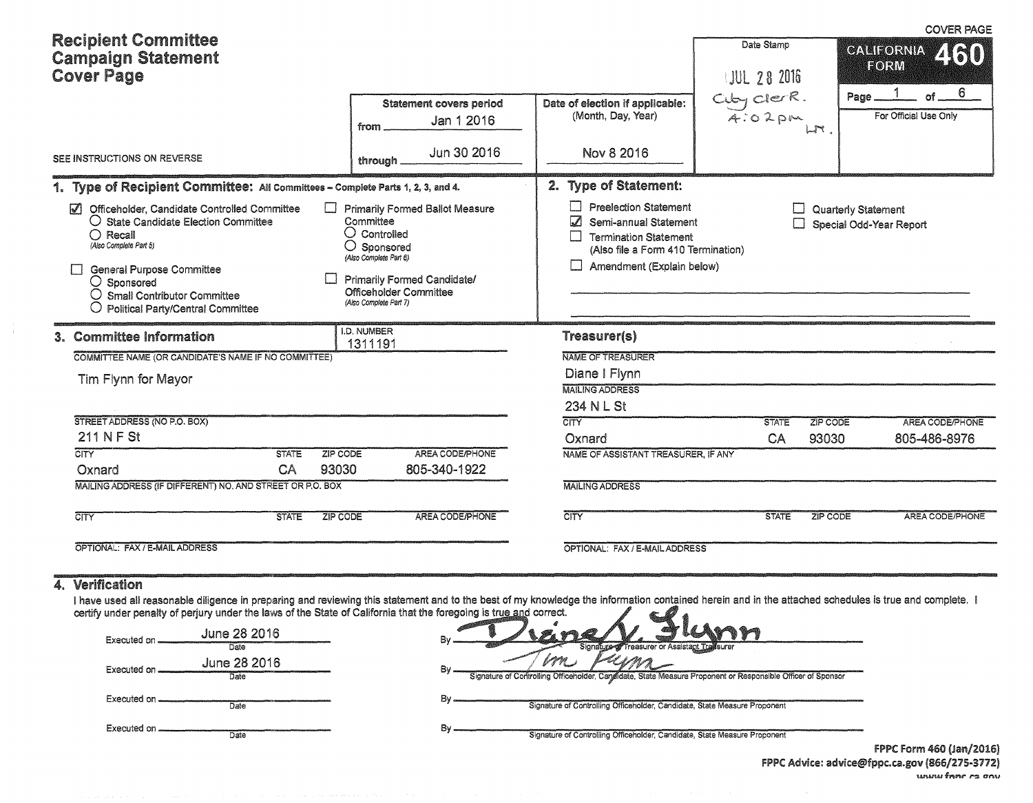# Recipient Committee Campaign Statement Cover Page

COVER PAGE

**CALIFORNIA FORM 460**

Page 1 of 6

For Official Use Only

Date Stamp: JUL 28 2016 City Clerk. 4:02pm

SEE INSTRUCTIONS ON REVERSE

| Statement covers period | Date of election if applicable: (Month, Day, Year) |
|---|---|
| from Jan 1 2016 | |
| through Jun 30 2016 | Nov 8 2016 |

## 1. Type of Recipient Committee: All Committees – Complete Parts 1, 2, 3, and 4.

- ☑ Officeholder, Candidate Controlled Committee
  - ○ State Candidate Election Committee
  - ○ Recall (Also Complete Part 5)
- ☐ General Purpose Committee
  - ○ Sponsored
  - ○ Small Contributor Committee
  - ○ Political Party/Central Committee
- ☐ Primarily Formed Ballot Measure Committee
  - ○ Controlled
  - ○ Sponsored (Also Complete Part 6)
- ☐ Primarily Formed Candidate/Officeholder Committee (Also Complete Part 7)

## 2. Type of Statement:

- ☐ Preelection Statement
- ☑ Semi-annual Statement
- ☐ Termination Statement (Also file a Form 410 Termination)
- ☐ Amendment (Explain below)
- ☐ Quarterly Statement
- ☐ Special Odd-Year Report

## 3. Committee Information

I.D. NUMBER: 1311191

COMMITTEE NAME (OR CANDIDATE'S NAME IF NO COMMITTEE): Tim Flynn for Mayor

STREET ADDRESS (NO P.O. BOX): 211 N F St

| CITY | STATE | ZIP CODE | AREA CODE/PHONE |
|---|---|---|---|
| Oxnard | CA | 93030 | 805-340-1922 |

MAILING ADDRESS (IF DIFFERENT) NO. AND STREET OR P.O. BOX:

| CITY | STATE | ZIP CODE | AREA CODE/PHONE |
|---|---|---|---|
| | | | |

OPTIONAL: FAX / E-MAIL ADDRESS:

### Treasurer(s)

NAME OF TREASURER: Diane I Flynn

MAILING ADDRESS: 234 N L St

| CITY | STATE | ZIP CODE | AREA CODE/PHONE |
|---|---|---|---|
| Oxnard | CA | 93030 | 805-486-8976 |

NAME OF ASSISTANT TREASURER, IF ANY:

MAILING ADDRESS:

| CITY | STATE | ZIP CODE | AREA CODE/PHONE |
|---|---|---|---|
| | | | |

OPTIONAL: FAX / E-MAIL ADDRESS:

## 4. Verification

I have used all reasonable diligence in preparing and reviewing this statement and to the best of my knowledge the information contained herein and in the attached schedules is true and complete. I certify under penalty of perjury under the laws of the State of California that the foregoing is true and correct.

| Executed on (Date) | By |
|---|---|
| June 28 2016 | Diane I. Flynn — Signature of Treasurer or Assistant Treasurer |
| June 28 2016 | Tim Flynn — Signature of Controlling Officeholder, Candidate, State Measure Proponent or Responsible Officer of Sponsor |
| | Signature of Controlling Officeholder, Candidate, State Measure Proponent |
| | Signature of Controlling Officeholder, Candidate, State Measure Proponent |

FPPC Form 460 (Jan/2016)
FPPC Advice: advice@fppc.ca.gov (866/275-3772)
www.fppc.ca.gov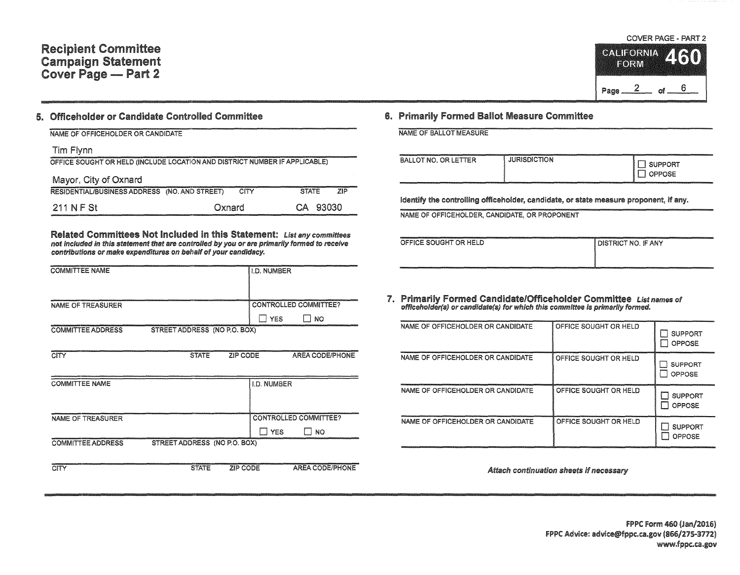# Recipient Committee Campaign Statement Cover Page — Part 2

COVER PAGE - PART 2

CALIFORNIA FORM **460**

Page 2 of 6

## 5. Officeholder or Candidate Controlled Committee

| NAME OF OFFICEHOLDER OR CANDIDATE | | | |
|---|---|---|---|
| Tim Flynn | | | |
| **OFFICE SOUGHT OR HELD (INCLUDE LOCATION AND DISTRICT NUMBER IF APPLICABLE)** | | | |
| Mayor, City of Oxnard | | | |
| **RESIDENTIAL/BUSINESS ADDRESS (NO. AND STREET)** | **CITY** | **STATE** | **ZIP** |
| 211 N F St | Oxnard | CA | 93030 |

### Related Committees Not Included in this Statement:

*List any committees not included in this statement that are controlled by you or are primarily formed to receive contributions or make expenditures on behalf of your candidacy.*

| COMMITTEE NAME | | | I.D. NUMBER |
|---|---|---|---|
| | | | |
| **NAME OF TREASURER** | | | **CONTROLLED COMMITTEE?** ☐ YES ☐ NO |
| **COMMITTEE ADDRESS** STREET ADDRESS (NO P.O. BOX) | | | |
| | | | |
| **CITY** | **STATE** | **ZIP CODE** | **AREA CODE/PHONE** |
| | | | |

| COMMITTEE NAME | | | I.D. NUMBER |
|---|---|---|---|
| | | | |
| **NAME OF TREASURER** | | | **CONTROLLED COMMITTEE?** ☐ YES ☐ NO |
| **COMMITTEE ADDRESS** STREET ADDRESS (NO P.O. BOX) | | | |
| | | | |
| **CITY** | **STATE** | **ZIP CODE** | **AREA CODE/PHONE** |
| | | | |

## 6. Primarily Formed Ballot Measure Committee

| NAME OF BALLOT MEASURE | | |
|---|---|---|
| | | |
| **BALLOT NO. OR LETTER** | **JURISDICTION** | ☐ SUPPORT ☐ OPPOSE |
| | | |

**Identify the controlling officeholder, candidate, or state measure proponent, if any.**

| NAME OF OFFICEHOLDER, CANDIDATE, OR PROPONENT | |
|---|---|
| | |
| **OFFICE SOUGHT OR HELD** | **DISTRICT NO. IF ANY** |
| | |

## 7. Primarily Formed Candidate/Officeholder Committee

*List names of officeholder(s) or candidate(s) for which this committee is primarily formed.*

| NAME OF OFFICEHOLDER OR CANDIDATE | OFFICE SOUGHT OR HELD | |
|---|---|---|
| | | ☐ SUPPORT ☐ OPPOSE |
| | | ☐ SUPPORT ☐ OPPOSE |
| | | ☐ SUPPORT ☐ OPPOSE |
| | | ☐ SUPPORT ☐ OPPOSE |

*Attach continuation sheets if necessary*

FPPC Form 460 (Jan/2016)
FPPC Advice: advice@fppc.ca.gov (866/275-3772)
www.fppc.ca.gov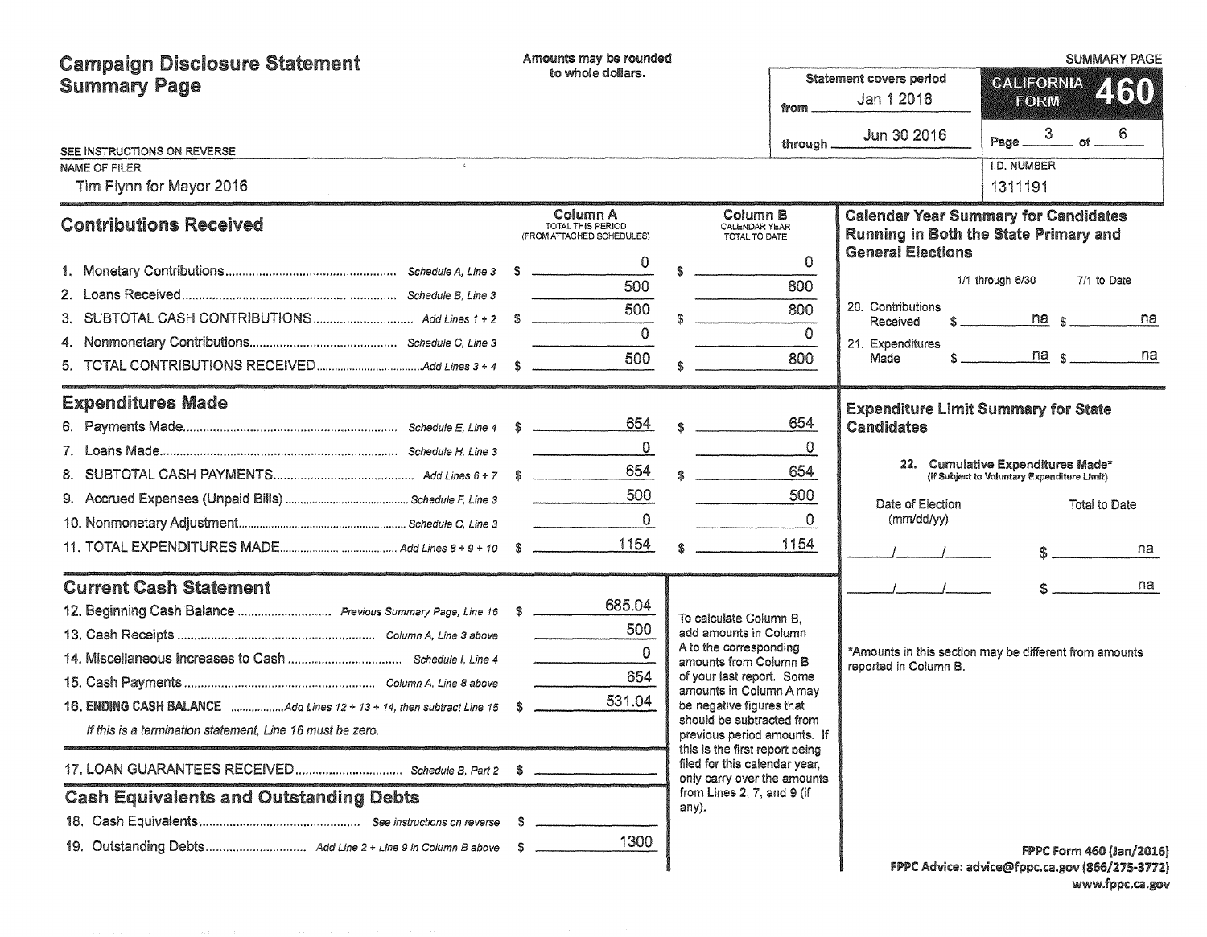# Campaign Disclosure Statement Summary Page

Amounts may be rounded to whole dollars.

SEE INSTRUCTIONS ON REVERSE

| Statement covers period | |
|---|---|
| from | Jan 1 2016 |
| through | Jun 30 2016 |

SUMMARY PAGE
**CALIFORNIA FORM 460**

Page 3 of 6

NAME OF FILER: Tim Flynn for Mayor 2016

I.D. NUMBER: 1311191

## Contributions Received

| | | Column A TOTAL THIS PERIOD (FROM ATTACHED SCHEDULES) | Column B CALENDAR YEAR TOTAL TO DATE |
|---|---|---|---|
| 1. Monetary Contributions | *Schedule A, Line 3* | $ 0 | $ 0 |
| 2. Loans Received | *Schedule B, Line 3* | 500 | 800 |
| 3. SUBTOTAL CASH CONTRIBUTIONS | *Add Lines 1 + 2* | $ 500 | $ 800 |
| 4. Nonmonetary Contributions | *Schedule C, Line 3* | 0 | 0 |
| 5. TOTAL CONTRIBUTIONS RECEIVED | *Add Lines 3 + 4* | $ 500 | $ 800 |

## Expenditures Made

| | | Column A | Column B |
|---|---|---|---|
| 6. Payments Made | *Schedule E, Line 4* | $ 654 | $ 654 |
| 7. Loans Made | *Schedule H, Line 3* | 0 | 0 |
| 8. SUBTOTAL CASH PAYMENTS | *Add Lines 6 + 7* | $ 654 | $ 654 |
| 9. Accrued Expenses (Unpaid Bills) | *Schedule F, Line 3* | 500 | 500 |
| 10. Nonmonetary Adjustment | *Schedule C, Line 3* | 0 | 0 |
| 11. TOTAL EXPENDITURES MADE | *Add Lines 8 + 9 + 10* | $ 1154 | $ 1154 |

## Current Cash Statement

| | | |
|---|---|---|
| 12. Beginning Cash Balance | *Previous Summary Page, Line 16* | $ 685.04 |
| 13. Cash Receipts | *Column A, Line 3 above* | 500 |
| 14. Miscellaneous Increases to Cash | *Schedule I, Line 4* | 0 |
| 15. Cash Payments | *Column A, Line 8 above* | 654 |
| 16. **ENDING CASH BALANCE** | *Add Lines 12 + 13 + 14, then subtract Line 15* | $ 531.04 |

*If this is a termination statement, Line 16 must be zero.*

| | | |
|---|---|---|
| 17. LOAN GUARANTEES RECEIVED | *Schedule B, Part 2* | $ |

## Cash Equivalents and Outstanding Debts

| | | |
|---|---|---|
| 18. Cash Equivalents | *See instructions on reverse* | $ |
| 19. Outstanding Debts | *Add Line 2 + Line 9 in Column B above* | $ 1300 |

To calculate Column B, add amounts in Column A to the corresponding amounts from Column B of your last report. Some amounts in Column A may be negative figures that should be subtracted from previous period amounts. If this is the first report being filed for this calendar year, only carry over the amounts from Lines 2, 7, and 9 (if any).

## Calendar Year Summary for Candidates Running in Both the State Primary and General Elections

| | 1/1 through 6/30 | 7/1 to Date |
|---|---|---|
| 20. Contributions Received | $ na | $ na |
| 21. Expenditures Made | $ na | $ na |

## Expenditure Limit Summary for State Candidates

22. Cumulative Expenditures Made* (If Subject to Voluntary Expenditure Limit)

| Date of Election (mm/dd/yy) | Total to Date |
|---|---|
| ___/___/___ | $ na |
| ___/___/___ | $ na |

*Amounts in this section may be different from amounts reported in Column B.

FPPC Form 460 (Jan/2016)
FPPC Advice: advice@fppc.ca.gov (866/275-3772)
www.fppc.ca.gov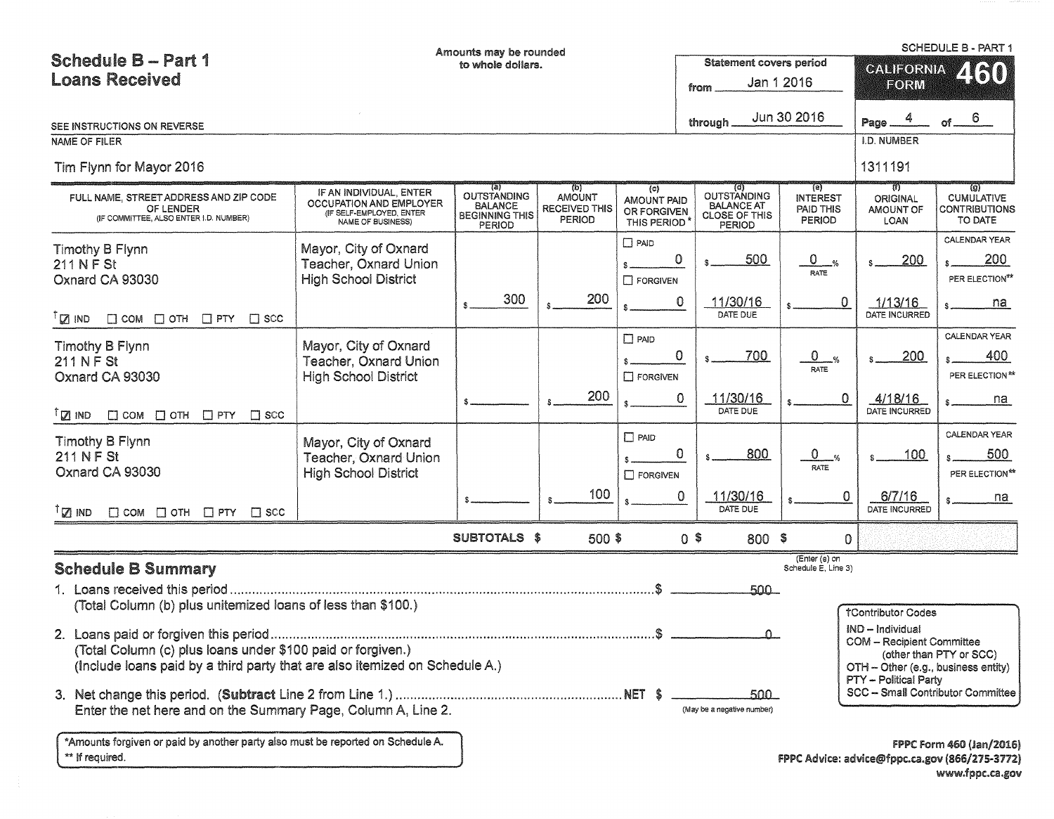SCHEDULE B - PART 1

# Schedule B – Part 1
## Loans Received

Amounts may be rounded to whole dollars.

SEE INSTRUCTIONS ON REVERSE

| Statement covers period | |
|---|---|
| from | Jan 1 2016 |
| through | Jun 30 2016 |

**CALIFORNIA FORM 460**

NAME OF FILER: Tim Flynn for Mayor 2016

I.D. NUMBER: 1311191

| FULL NAME, STREET ADDRESS AND ZIP CODE OF LENDER (IF COMMITTEE, ALSO ENTER I.D. NUMBER) | IF AN INDIVIDUAL, ENTER OCCUPATION AND EMPLOYER (IF SELF-EMPLOYED, ENTER NAME OF BUSINESS) | (a) OUTSTANDING BALANCE BEGINNING THIS PERIOD | (b) AMOUNT RECEIVED THIS PERIOD | (c) AMOUNT PAID OR FORGIVEN THIS PERIOD* | (d) OUTSTANDING BALANCE AT CLOSE OF THIS PERIOD | (e) INTEREST PAID THIS PERIOD | (f) ORIGINAL AMOUNT OF LOAN | (g) CUMULATIVE CONTRIBUTIONS TO DATE |
|---|---|---|---|---|---|---|---|---|
| Timothy B Flynn<br>211 N F St<br>Oxnard CA 93030<br>☑ IND ☐ COM ☐ OTH ☐ PTY ☐ SCC | Mayor, City of Oxnard<br>Teacher, Oxnard Union High School District | $ 300 | $ 200 | ☐ PAID $ 0<br>☐ FORGIVEN $ 0 | $ 500<br>11/30/16 DATE DUE | 0 % RATE<br>$ 0 | $ 200<br>1/13/16 DATE INCURRED | CALENDAR YEAR $ 200<br>PER ELECTION** $ na |
| Timothy B Flynn<br>211 N F St<br>Oxnard CA 93030<br>☑ IND ☐ COM ☐ OTH ☐ PTY ☐ SCC | Mayor, City of Oxnard<br>Teacher, Oxnard Union High School District | $ | $ 200 | ☐ PAID $ 0<br>☐ FORGIVEN $ 0 | $ 700<br>11/30/16 DATE DUE | 0 % RATE<br>$ 0 | $ 200<br>4/18/16 DATE INCURRED | CALENDAR YEAR $ 400<br>PER ELECTION** $ na |
| Timothy B Flynn<br>211 N F St<br>Oxnard CA 93030<br>☑ IND ☐ COM ☐ OTH ☐ PTY ☐ SCC | Mayor, City of Oxnard<br>Teacher, Oxnard Union High School District | $ | $ 100 | ☐ PAID $ 0<br>☐ FORGIVEN $ 0 | $ 800<br>11/30/16 DATE DUE | 0 % RATE<br>$ 0 | $ 100<br>6/7/16 DATE INCURRED | CALENDAR YEAR $ 500<br>PER ELECTION** $ na |
| | | SUBTOTALS $ | 500 $ | 0 $ | 800 $ | 0 (Enter (e) on Schedule E, Line 3) | | |

## Schedule B Summary

1. Loans received this period ........................................ $ 500
   (Total Column (b) plus unitemized loans of less than $100.)

2. Loans paid or forgiven this period ........................................ $ 0
   (Total Column (c) plus loans under $100 paid or forgiven.)
   (Include loans paid by a third party that are also itemized on Schedule A.)

3. Net change this period. (**Subtract** Line 2 from Line 1.) ........................................ NET $ 500
   Enter the net here and on the Summary Page, Column A, Line 2. (May be a negative number)

†Contributor Codes
- IND – Individual
- COM – Recipient Committee (other than PTY or SCC)
- OTH – Other (e.g., business entity)
- PTY – Political Party
- SCC – Small Contributor Committee

*Amounts forgiven or paid by another party also must be reported on Schedule A.
** If required.

FPPC Form 460 (Jan/2016)
FPPC Advice: advice@fppc.ca.gov (866/275-3772)
www.fppc.ca.gov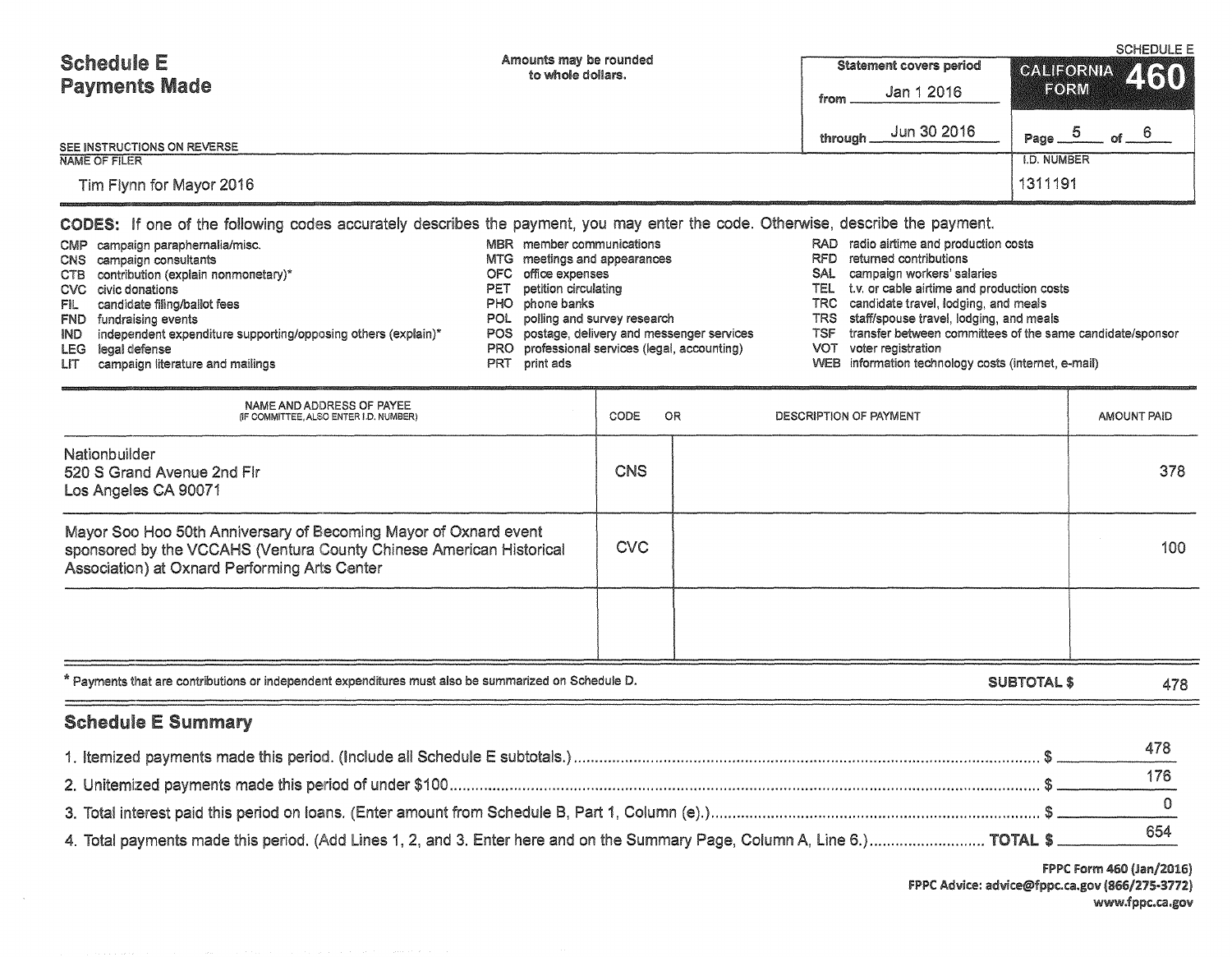# Schedule E
## Payments Made

Amounts may be rounded to whole dollars.

SEE INSTRUCTIONS ON REVERSE

| Statement covers period | |
|---|---|
| from | Jan 1 2016 |
| through | Jun 30 2016 |

SCHEDULE E — CALIFORNIA FORM 460

Page 5 of 6

| NAME OF FILER | I.D. NUMBER |
|---|---|
| Tim Flynn for Mayor 2016 | 1311191 |

**CODES:** If one of the following codes accurately describes the payment, you may enter the code. Otherwise, describe the payment.

- CMP campaign paraphernalia/misc.
- CNS campaign consultants
- CTB contribution (explain nonmonetary)*
- CVC civic donations
- FIL candidate filing/ballot fees
- FND fundraising events
- IND independent expenditure supporting/opposing others (explain)*
- LEG legal defense
- LIT campaign literature and mailings
- MBR member communications
- MTG meetings and appearances
- OFC office expenses
- PET petition circulating
- PHO phone banks
- POL polling and survey research
- POS postage, delivery and messenger services
- PRO professional services (legal, accounting)
- PRT print ads
- RAD radio airtime and production costs
- RFD returned contributions
- SAL campaign workers' salaries
- TEL t.v. or cable airtime and production costs
- TRC candidate travel, lodging, and meals
- TRS staff/spouse travel, lodging, and meals
- TSF transfer between committees of the same candidate/sponsor
- VOT voter registration
- WEB information technology costs (internet, e-mail)

| NAME AND ADDRESS OF PAYEE (IF COMMITTEE, ALSO ENTER I.D. NUMBER) | CODE | OR DESCRIPTION OF PAYMENT | AMOUNT PAID |
|---|---|---|---|
| Nationbuilder<br>520 S Grand Avenue 2nd Flr<br>Los Angeles CA 90071 | CNS | | 378 |
| Mayor Soo Hoo 50th Anniversary of Becoming Mayor of Oxnard event sponsored by the VCCAHS (Ventura County Chinese American Historical Association) at Oxnard Performing Arts Center | CVC | | 100 |
| | | | |

\* Payments that are contributions or independent expenditures must also be summarized on Schedule D.

**SUBTOTAL $** 478

## Schedule E Summary

1. Itemized payments made this period. (Include all Schedule E subtotals.) $ 478
2. Unitemized payments made this period of under $100 $ 176
3. Total interest paid this period on loans. (Enter amount from Schedule B, Part 1, Column (e).) $ 0
4. Total payments made this period. (Add Lines 1, 2, and 3. Enter here and on the Summary Page, Column A, Line 6.) **TOTAL $** 654

FPPC Form 460 (Jan/2016)
FPPC Advice: advice@fppc.ca.gov (866/275-3772)
www.fppc.ca.gov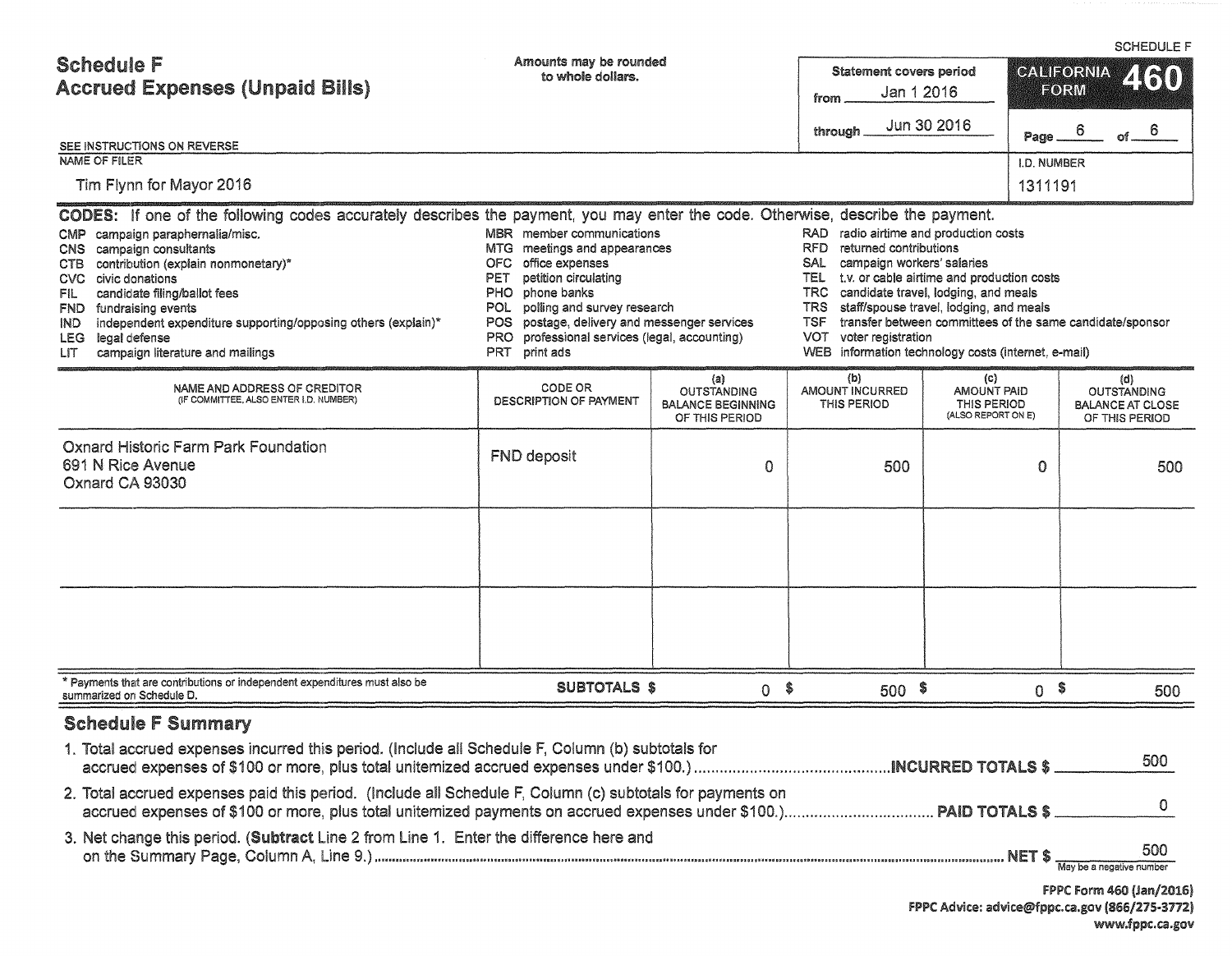SCHEDULE F

# Schedule F
## Accrued Expenses (Unpaid Bills)

Amounts may be rounded to whole dollars.

Statement covers period from Jan 1 2016 through Jun 30 2016

CALIFORNIA FORM **460**

SEE INSTRUCTIONS ON REVERSE

NAME OF FILER: Tim Flynn for Mayor 2016

I.D. NUMBER: 1311191

**CODES:** If one of the following codes accurately describes the payment, you may enter the code. Otherwise, describe the payment.

- CMP campaign paraphernalia/misc.
- CNS campaign consultants
- CTB contribution (explain nonmonetary)*
- CVC civic donations
- FIL candidate filing/ballot fees
- FND fundraising events
- IND independent expenditure supporting/opposing others (explain)*
- LEG legal defense
- LIT campaign literature and mailings
- MBR member communications
- MTG meetings and appearances
- OFC office expenses
- PET petition circulating
- PHO phone banks
- POL polling and survey research
- POS postage, delivery and messenger services
- PRO professional services (legal, accounting)
- PRT print ads
- RAD radio airtime and production costs
- RFD returned contributions
- SAL campaign workers' salaries
- TEL t.v. or cable airtime and production costs
- TRC candidate travel, lodging, and meals
- TRS staff/spouse travel, lodging, and meals
- TSF transfer between committees of the same candidate/sponsor
- VOT voter registration
- WEB information technology costs (internet, e-mail)

| NAME AND ADDRESS OF CREDITOR (IF COMMITTEE, ALSO ENTER I.D. NUMBER) | CODE OR DESCRIPTION OF PAYMENT | (a) OUTSTANDING BALANCE BEGINNING OF THIS PERIOD | (b) AMOUNT INCURRED THIS PERIOD | (c) AMOUNT PAID THIS PERIOD (ALSO REPORT ON E) | (d) OUTSTANDING BALANCE AT CLOSE OF THIS PERIOD |
|---|---|---|---|---|---|
| Oxnard Historic Farm Park Foundation<br>691 N Rice Avenue<br>Oxnard CA 93030 | FND deposit | 0 | 500 | 0 | 500 |
| | | | | | |
| | | | | | |
| | SUBTOTALS $ | 0 | $ 500 | $ 0 | $ 500 |

\* Payments that are contributions or independent expenditures must also be summarized on Schedule D.

## Schedule F Summary

1. Total accrued expenses incurred this period. (Include all Schedule F, Column (b) subtotals for accrued expenses of $100 or more, plus total unitemized accrued expenses under $100.) **INCURRED TOTALS $** 500
2. Total accrued expenses paid this period. (Include all Schedule F, Column (c) subtotals for payments on accrued expenses of $100 or more, plus total unitemized payments on accrued expenses under $100.) **PAID TOTALS $** 0
3. Net change this period. (**Subtract** Line 2 from Line 1. Enter the difference here and on the Summary Page, Column A, Line 9.) **NET $** 500 (May be a negative number)

FPPC Form 460 (Jan/2016)
FPPC Advice: advice@fppc.ca.gov (866/275-3772)
www.fppc.ca.gov